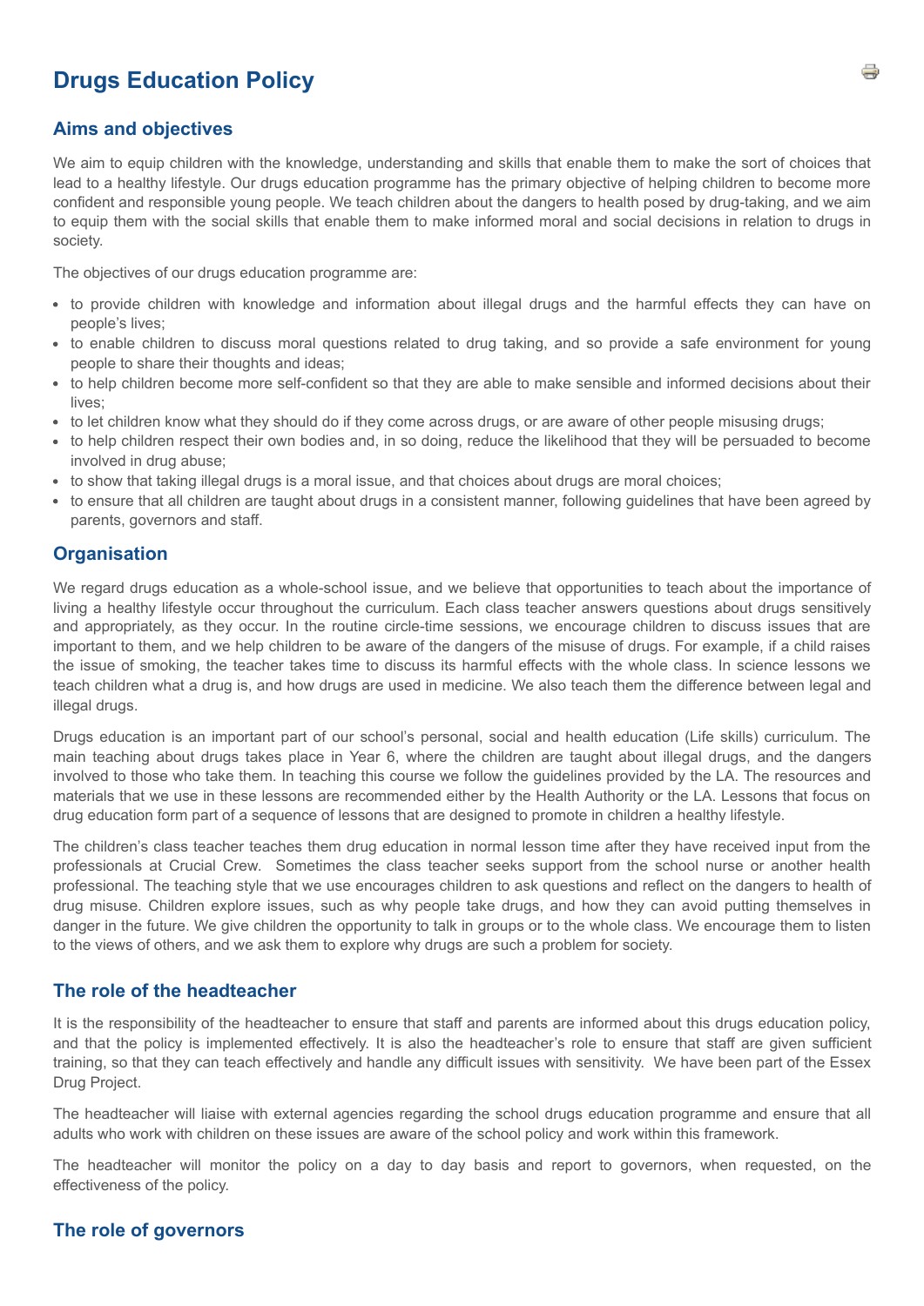# Drugs Education Policy

## Aims and objectives

We aim to equip children with the knowledge, understanding and skills that enable them to make the sort of choices that lead to a healthy lifestyle. Our drugs education programme has the primary objective of helping children to become more confident and responsible young people. We teach children about the dangers to health posed by drug-taking, and we aim to equip them with the social skills that enable them to make informed moral and social decisions in relation to drugs in society.

The objectives of our drugs education programme are:

- to provide children with knowledge and information about illegal drugs and the harmful effects they can have on people's lives;
- to enable children to discuss moral questions related to drug taking, and so provide a safe environment for young people to share their thoughts and ideas;
- to help children become more self-confident so that they are able to make sensible and informed decisions about their lives;
- to let children know what they should do if they come across drugs, or are aware of other people misusing drugs;
- to help children respect their own bodies and, in so doing, reduce the likelihood that they will be persuaded to become involved in drug abuse;
- to show that taking illegal drugs is a moral issue, and that choices about drugs are moral choices;
- to ensure that all children are taught about drugs in a consistent manner, following guidelines that have been agreed by parents, governors and staff.

## Organisation

We regard drugs education as a whole-school issue, and we believe that opportunities to teach about the importance of living a healthy lifestyle occur throughout the curriculum. Each class teacher answers questions about drugs sensitively and appropriately, as they occur. In the routine circle-time sessions, we encourage children to discuss issues that are important to them, and we help children to be aware of the dangers of the misuse of drugs. For example, if a child raises the issue of smoking, the teacher takes time to discuss its harmful effects with the whole class. In science lessons we teach children what a drug is, and how drugs are used in medicine. We also teach them the difference between legal and illegal drugs.

Drugs education is an important part of our school's personal, social and health education (Life skills) curriculum. The main teaching about drugs takes place in Year 6, where the children are taught about illegal drugs, and the dangers involved to those who take them. In teaching this course we follow the guidelines provided by the LA. The resources and materials that we use in these lessons are recommended either by the Health Authority or the LA. Lessons that focus on drug education form part of a sequence of lessons that are designed to promote in children a healthy lifestyle.

The children's class teacher teaches them drug education in normal lesson time after they have received input from the professionals at Crucial Crew. Sometimes the class teacher seeks support from the school nurse or another health professional. The teaching style that we use encourages children to ask questions and reflect on the dangers to health of drug misuse. Children explore issues, such as why people take drugs, and how they can avoid putting themselves in danger in the future. We give children the opportunity to talk in groups or to the whole class. We encourage them to listen to the views of others, and we ask them to explore why drugs are such a problem for society.

## The role of the headteacher

It is the responsibility of the headteacher to ensure that staff and parents are informed about this drugs education policy, and that the policy is implemented effectively. It is also the headteacher's role to ensure that staff are given sufficient training, so that they can teach effectively and handle any difficult issues with sensitivity. We have been part of the Essex Drug Project.

The headteacher will liaise with external agencies regarding the school drugs education programme and ensure that all adults who work with children on these issues are aware of the school policy and work within this framework.

The headteacher will monitor the policy on a day to day basis and report to governors, when requested, on the effectiveness of the policy.

## The role of governors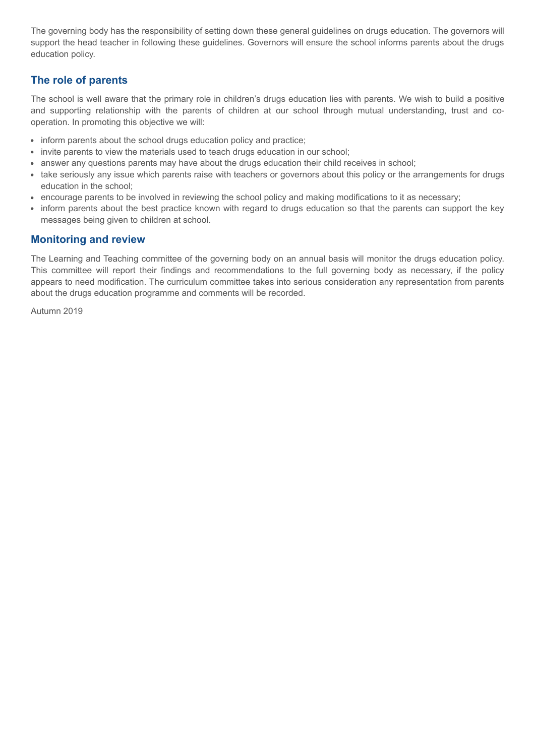The governing body has the responsibility of setting down these general guidelines on drugs education. The governors will support the head teacher in following these guidelines. Governors will ensure the school informs parents about the drugs education policy.

## The role of parents

The school is well aware that the primary role in children's drugs education lies with parents. We wish to build a positive and supporting relationship with the parents of children at our school through mutual understanding, trust and co-operation. In promoting this objective we will:

- inform parents about the school drugs education policy and practice;
- invite parents to view the materials used to teach drugs education in our school;
- answer any questions parents may have about the drugs education their child receives in school;
- take seriously any issue which parents raise with teachers or governors about this policy or the arrangements for drugs education in the school;
- encourage parents to be involved in reviewing the school policy and making modifications to it as necessary;
- inform parents about the best practice known with regard to drugs education so that the parents can support the key messages being given to children at school.

## Monitoring and review

The Learning and Teaching committee of the governing body on an annual basis will monitor the drugs education policy. This committee will report their findings and recommendations to the full governing body as necessary, if the policy appears to need modification. The curriculum committee takes into serious consideration any representation from parents about the drugs education programme and comments will be recorded.

Autumn 2019